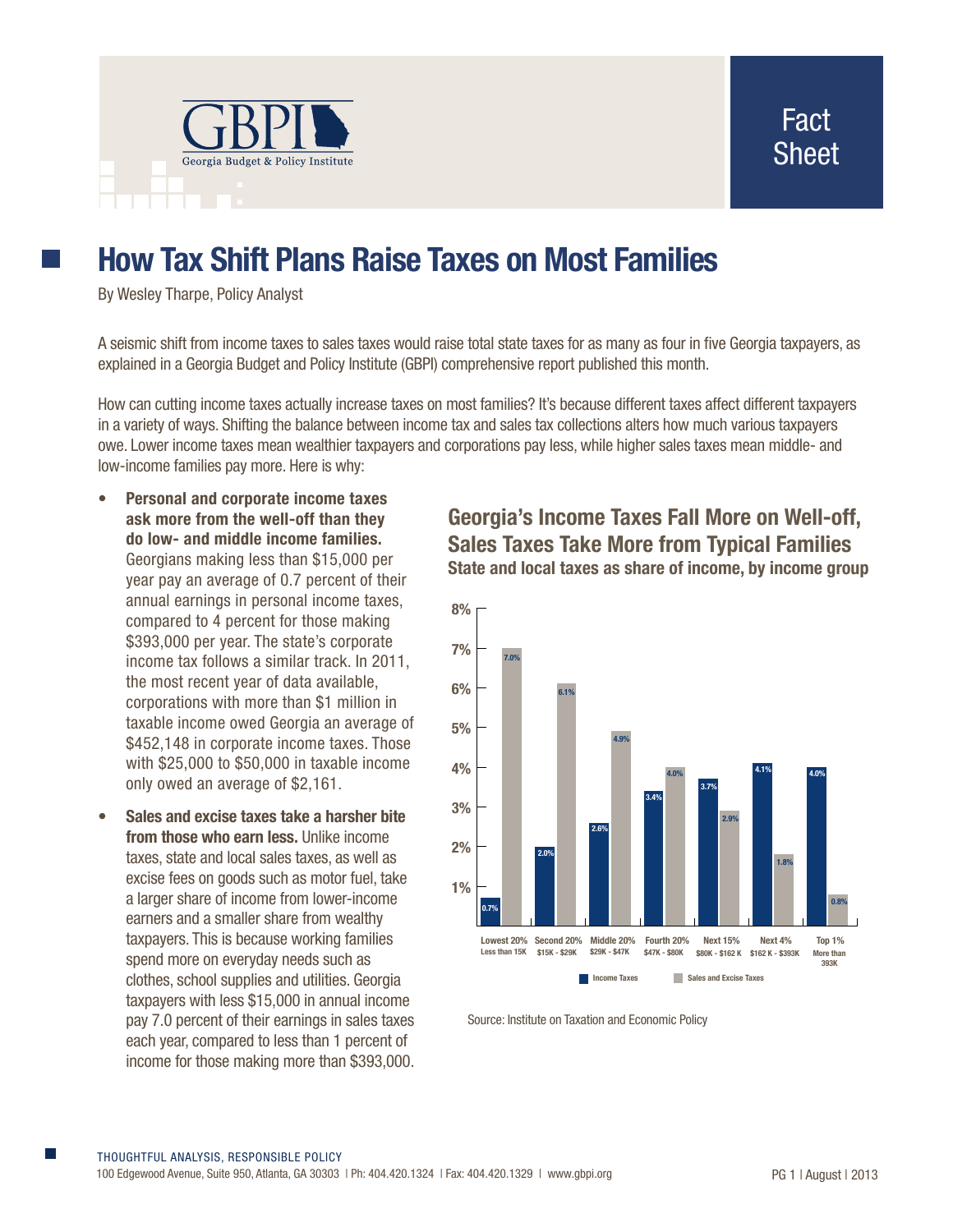GBPI Georgia Budget & Policy Institute

Fact Sheet

# How Tax Shift Plans Raise Taxes on Most Families

By Wesley Tharpe, Policy Analyst

A seismic shift from income taxes to sales taxes would raise total state taxes for as many as four in five Georgia taxpayers, as explained in a Georgia Budget and Policy Institute (GBPI) comprehensive report published this month.

How can cutting income taxes actually increase taxes on most families? It's because different taxes affect different taxpayers in a variety of ways. Shifting the balance between income tax and sales tax collections alters how much various taxpayers owe. Lower income taxes mean wealthier taxpayers and corporations pay less, while higher sales taxes mean middle- and low-income families pay more. Here is why:

- **Personal and corporate income taxes ask more from the well-off than they do low- and middle income families.** Georgians making less than $15,000 per year pay an average of 0.7 percent of their annual earnings in personal income taxes, compared to 4 percent for those making $393,000 per year. The state's corporate income tax follows a similar track. In 2011, the most recent year of data available, corporations with more than $1 million in taxable income owed Georgia an average of $452,148 in corporate income taxes. Those with $25,000 to $50,000 in taxable income only owed an average of $2,161.
- **Sales and excise taxes take a harsher bite from those who earn less.** Unlike income taxes, state and local sales taxes, as well as excise fees on goods such as motor fuel, take a larger share of income from lower-income earners and a smaller share from wealthy taxpayers. This is because working families spend more on everyday needs such as clothes, school supplies and utilities. Georgia taxpayers with less $15,000 in annual income pay 7.0 percent of their earnings in sales taxes each year, compared to less than 1 percent of income for those making more than $393,000.

## Georgia's Income Taxes Fall More on Well-off, Sales Taxes Take More from Typical Families

**State and local taxes as share of income, by income group**

| Income group | Income Taxes | Sales and Excise Taxes |
|---|---|---|
| Lowest 20% (Less than 15K) | 0.7% | 7.0% |
| Second 20% ($15K - $29K) | 2.0% | 6.1% |
| Middle 20% ($29K - $47K) | 2.6% | 4.9% |
| Fourth 20% ($47K - $80K) | 3.4% | 4.0% |
| Next 15% ($80K - $162 K) | 3.7% | 2.9% |
| Next 4% ($162 K - $393K) | 4.1% | 1.8% |
| Top 1% (More than 393K) | 4.0% | 0.8% |

Source: Institute on Taxation and Economic Policy

THOUGHTFUL ANALYSIS, RESPONSIBLE POLICY

100 Edgewood Avenue, Suite 950, Atlanta, GA 30303 | Ph: 404.420.1324 | Fax: 404.420.1329 | www.gbpi.org

August | 2013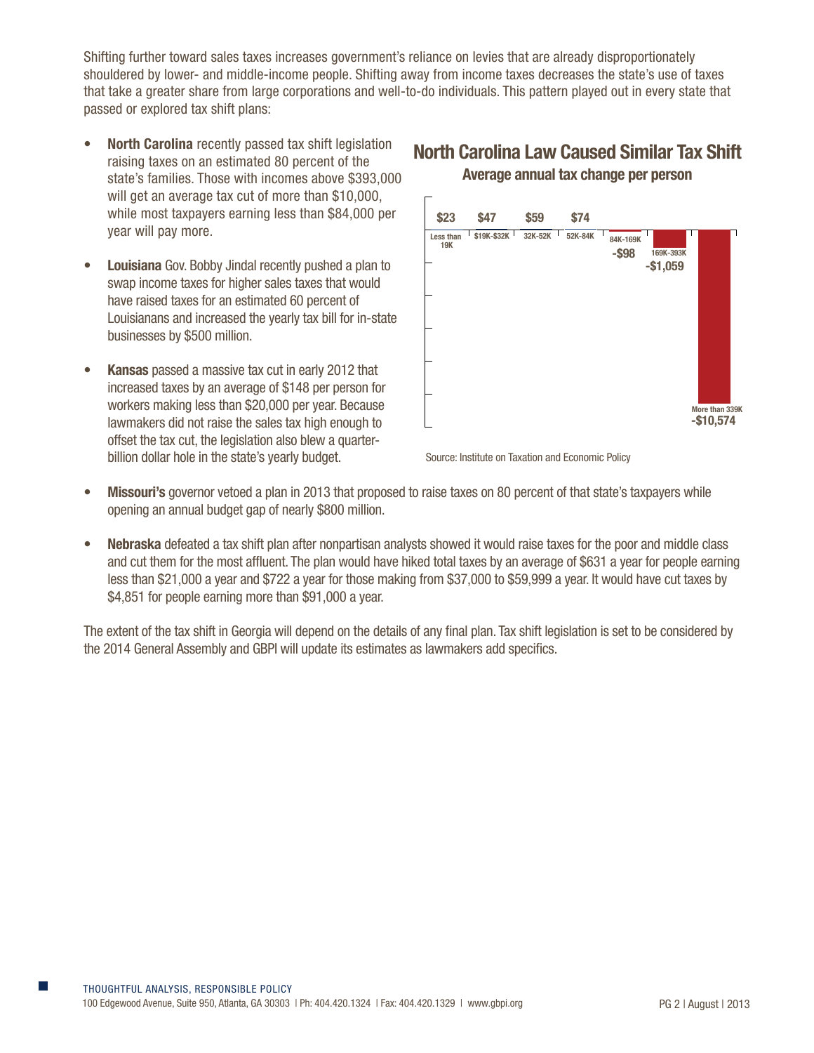Shifting further toward sales taxes increases government's reliance on levies that are already disproportionately shouldered by lower- and middle-income people. Shifting away from income taxes decreases the state's use of taxes that take a greater share from large corporations and well-to-do individuals. This pattern played out in every state that passed or explored tax shift plans:

- **North Carolina** recently passed tax shift legislation raising taxes on an estimated 80 percent of the state's families. Those with incomes above $393,000 will get an average tax cut of more than $10,000, while most taxpayers earning less than $84,000 per year will pay more.

- **Louisiana** Gov. Bobby Jindal recently pushed a plan to swap income taxes for higher sales taxes that would have raised taxes for an estimated 60 percent of Louisianans and increased the yearly tax bill for in-state businesses by $500 million.

- **Kansas** passed a massive tax cut in early 2012 that increased taxes by an average of $148 per person for workers making less than $20,000 per year. Because lawmakers did not raise the sales tax high enough to offset the tax cut, the legislation also blew a quarter-billion dollar hole in the state's yearly budget.

**North Carolina Law Caused Similar Tax Shift**

**Average annual tax change per person**

Less than 19K
$23

$19K-$32K
$47

32K-52K
$59

52K-84K
$74

84K-169K
-$98

169K-393K
-$1,059

More than 339K
-$10,574

Source: Institute on Taxation and Economic Policy

- **Missouri's** governor vetoed a plan in 2013 that proposed to raise taxes on 80 percent of that state's taxpayers while opening an annual budget gap of nearly $800 million.

- **Nebraska** defeated a tax shift plan after nonpartisan analysts showed it would raise taxes for the poor and middle class and cut them for the most affluent. The plan would have hiked total taxes by an average of $631 a year for people earning less than $21,000 a year and $722 a year for those making from $37,000 to $59,999 a year. It would have cut taxes by $4,851 for people earning more than $91,000 a year.

The extent of the tax shift in Georgia will depend on the details of any final plan. Tax shift legislation is set to be considered by the 2014 General Assembly and GBPI will update its estimates as lawmakers add specifics.